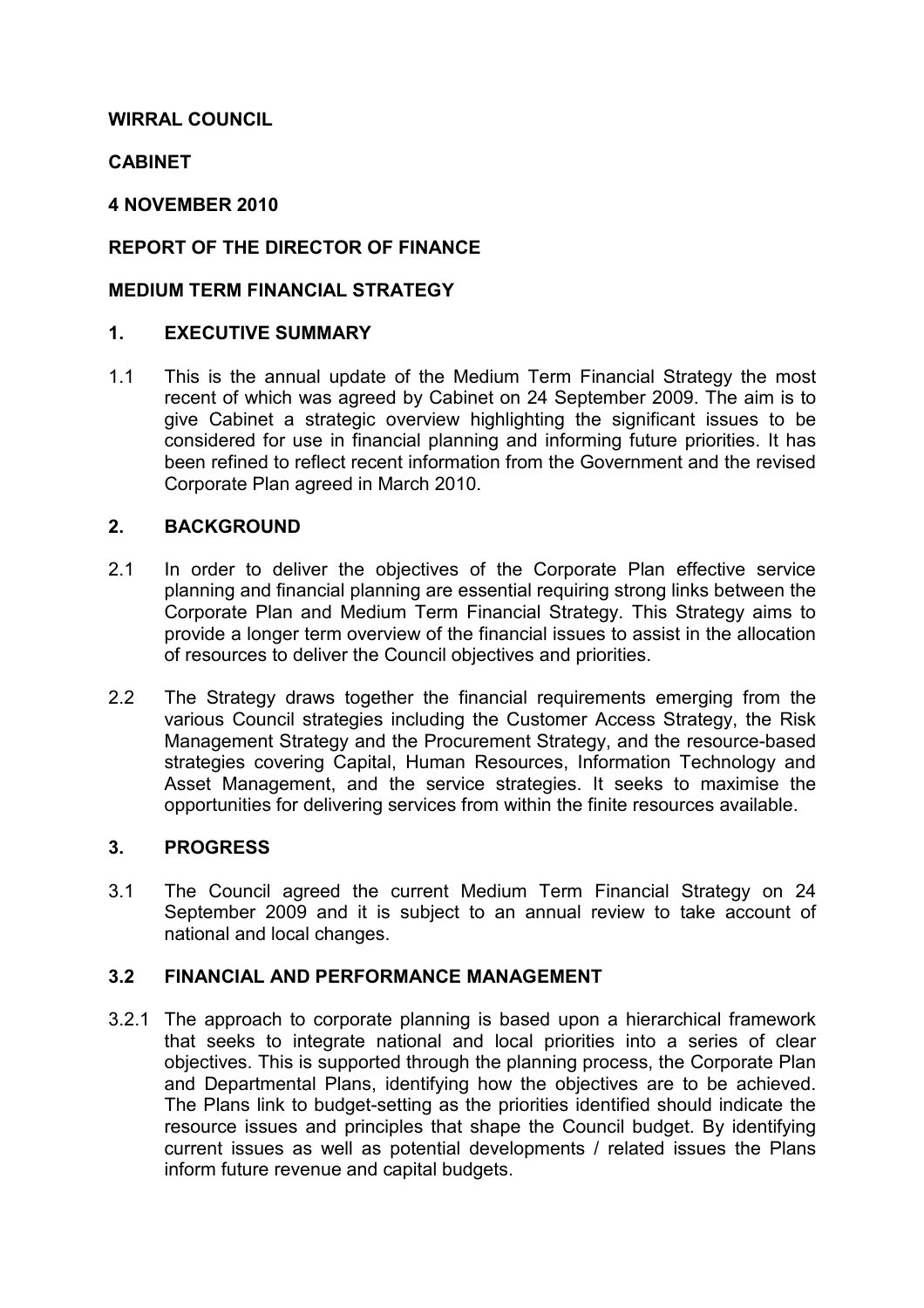**WIRRAL COUNCIL**

**CABINET**

**4 NOVEMBER 2010**

**REPORT OF THE DIRECTOR OF FINANCE**

**MEDIUM TERM FINANCIAL STRATEGY**

## 1. EXECUTIVE SUMMARY

1.1 This is the annual update of the Medium Term Financial Strategy the most recent of which was agreed by Cabinet on 24 September 2009. The aim is to give Cabinet a strategic overview highlighting the significant issues to be considered for use in financial planning and informing future priorities. It has been refined to reflect recent information from the Government and the revised Corporate Plan agreed in March 2010.

## 2. BACKGROUND

2.1 In order to deliver the objectives of the Corporate Plan effective service planning and financial planning are essential requiring strong links between the Corporate Plan and Medium Term Financial Strategy. This Strategy aims to provide a longer term overview of the financial issues to assist in the allocation of resources to deliver the Council objectives and priorities.

2.2 The Strategy draws together the financial requirements emerging from the various Council strategies including the Customer Access Strategy, the Risk Management Strategy and the Procurement Strategy, and the resource-based strategies covering Capital, Human Resources, Information Technology and Asset Management, and the service strategies. It seeks to maximise the opportunities for delivering services from within the finite resources available.

## 3. PROGRESS

3.1 The Council agreed the current Medium Term Financial Strategy on 24 September 2009 and it is subject to an annual review to take account of national and local changes.

### 3.2 FINANCIAL AND PERFORMANCE MANAGEMENT

3.2.1 The approach to corporate planning is based upon a hierarchical framework that seeks to integrate national and local priorities into a series of clear objectives. This is supported through the planning process, the Corporate Plan and Departmental Plans, identifying how the objectives are to be achieved. The Plans link to budget-setting as the priorities identified should indicate the resource issues and principles that shape the Council budget. By identifying current issues as well as potential developments / related issues the Plans inform future revenue and capital budgets.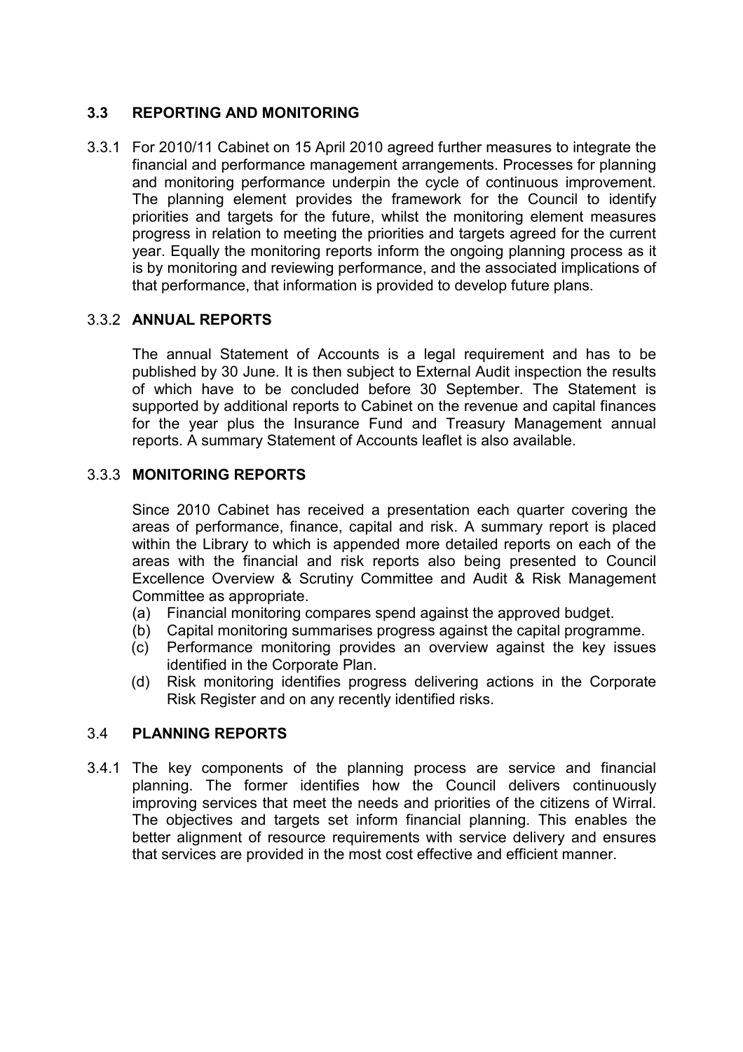## 3.3 REPORTING AND MONITORING

3.3.1 For 2010/11 Cabinet on 15 April 2010 agreed further measures to integrate the financial and performance management arrangements. Processes for planning and monitoring performance underpin the cycle of continuous improvement. The planning element provides the framework for the Council to identify priorities and targets for the future, whilst the monitoring element measures progress in relation to meeting the priorities and targets agreed for the current year. Equally the monitoring reports inform the ongoing planning process as it is by monitoring and reviewing performance, and the associated implications of that performance, that information is provided to develop future plans.

### 3.3.2 ANNUAL REPORTS

The annual Statement of Accounts is a legal requirement and has to be published by 30 June. It is then subject to External Audit inspection the results of which have to be concluded before 30 September. The Statement is supported by additional reports to Cabinet on the revenue and capital finances for the year plus the Insurance Fund and Treasury Management annual reports. A summary Statement of Accounts leaflet is also available.

### 3.3.3 MONITORING REPORTS

Since 2010 Cabinet has received a presentation each quarter covering the areas of performance, finance, capital and risk. A summary report is placed within the Library to which is appended more detailed reports on each of the areas with the financial and risk reports also being presented to Council Excellence Overview & Scrutiny Committee and Audit & Risk Management Committee as appropriate.

(a) Financial monitoring compares spend against the approved budget.
(b) Capital monitoring summarises progress against the capital programme.
(c) Performance monitoring provides an overview against the key issues identified in the Corporate Plan.
(d) Risk monitoring identifies progress delivering actions in the Corporate Risk Register and on any recently identified risks.

## 3.4 PLANNING REPORTS

3.4.1 The key components of the planning process are service and financial planning. The former identifies how the Council delivers continuously improving services that meet the needs and priorities of the citizens of Wirral. The objectives and targets set inform financial planning. This enables the better alignment of resource requirements with service delivery and ensures that services are provided in the most cost effective and efficient manner.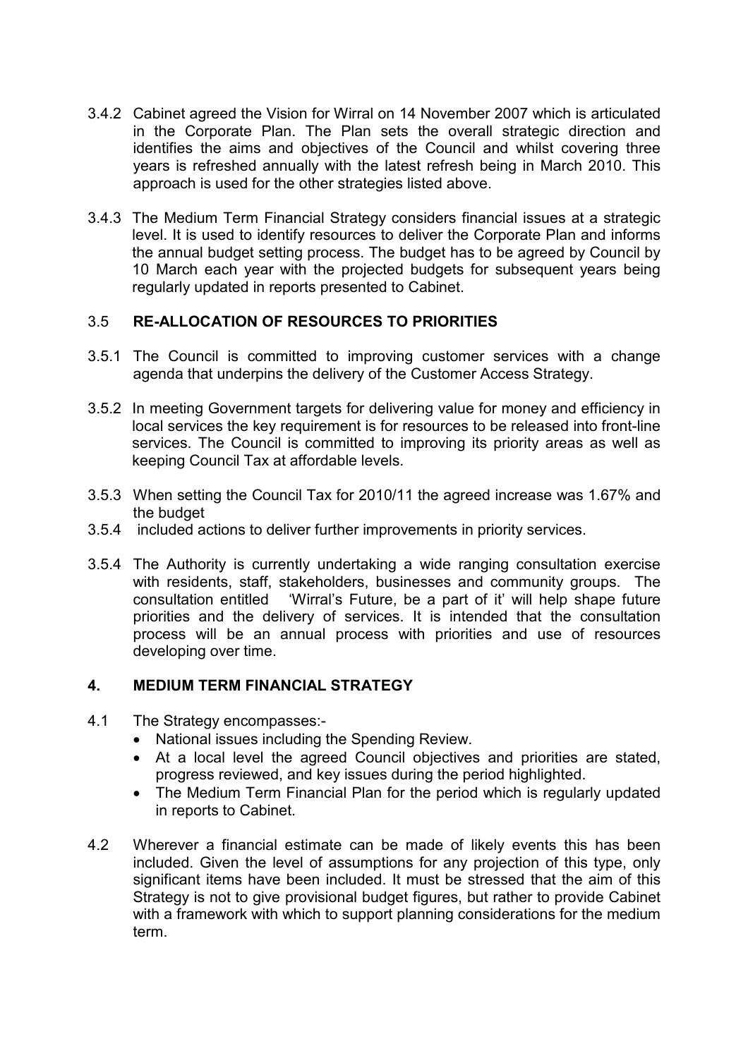3.4.2 Cabinet agreed the Vision for Wirral on 14 November 2007 which is articulated in the Corporate Plan. The Plan sets the overall strategic direction and identifies the aims and objectives of the Council and whilst covering three years is refreshed annually with the latest refresh being in March 2010. This approach is used for the other strategies listed above.

3.4.3 The Medium Term Financial Strategy considers financial issues at a strategic level. It is used to identify resources to deliver the Corporate Plan and informs the annual budget setting process. The budget has to be agreed by Council by 10 March each year with the projected budgets for subsequent years being regularly updated in reports presented to Cabinet.

### 3.5 RE-ALLOCATION OF RESOURCES TO PRIORITIES

3.5.1 The Council is committed to improving customer services with a change agenda that underpins the delivery of the Customer Access Strategy.

3.5.2 In meeting Government targets for delivering value for money and efficiency in local services the key requirement is for resources to be released into front-line services. The Council is committed to improving its priority areas as well as keeping Council Tax at affordable levels.

3.5.3 When setting the Council Tax for 2010/11 the agreed increase was 1.67% and the budget

3.5.4 included actions to deliver further improvements in priority services.

3.5.4 The Authority is currently undertaking a wide ranging consultation exercise with residents, staff, stakeholders, businesses and community groups. The consultation entitled 'Wirral's Future, be a part of it' will help shape future priorities and the delivery of services. It is intended that the consultation process will be an annual process with priorities and use of resources developing over time.

## 4. MEDIUM TERM FINANCIAL STRATEGY

4.1 The Strategy encompasses:-

- National issues including the Spending Review.
- At a local level the agreed Council objectives and priorities are stated, progress reviewed, and key issues during the period highlighted.
- The Medium Term Financial Plan for the period which is regularly updated in reports to Cabinet.

4.2 Wherever a financial estimate can be made of likely events this has been included. Given the level of assumptions for any projection of this type, only significant items have been included. It must be stressed that the aim of this Strategy is not to give provisional budget figures, but rather to provide Cabinet with a framework with which to support planning considerations for the medium term.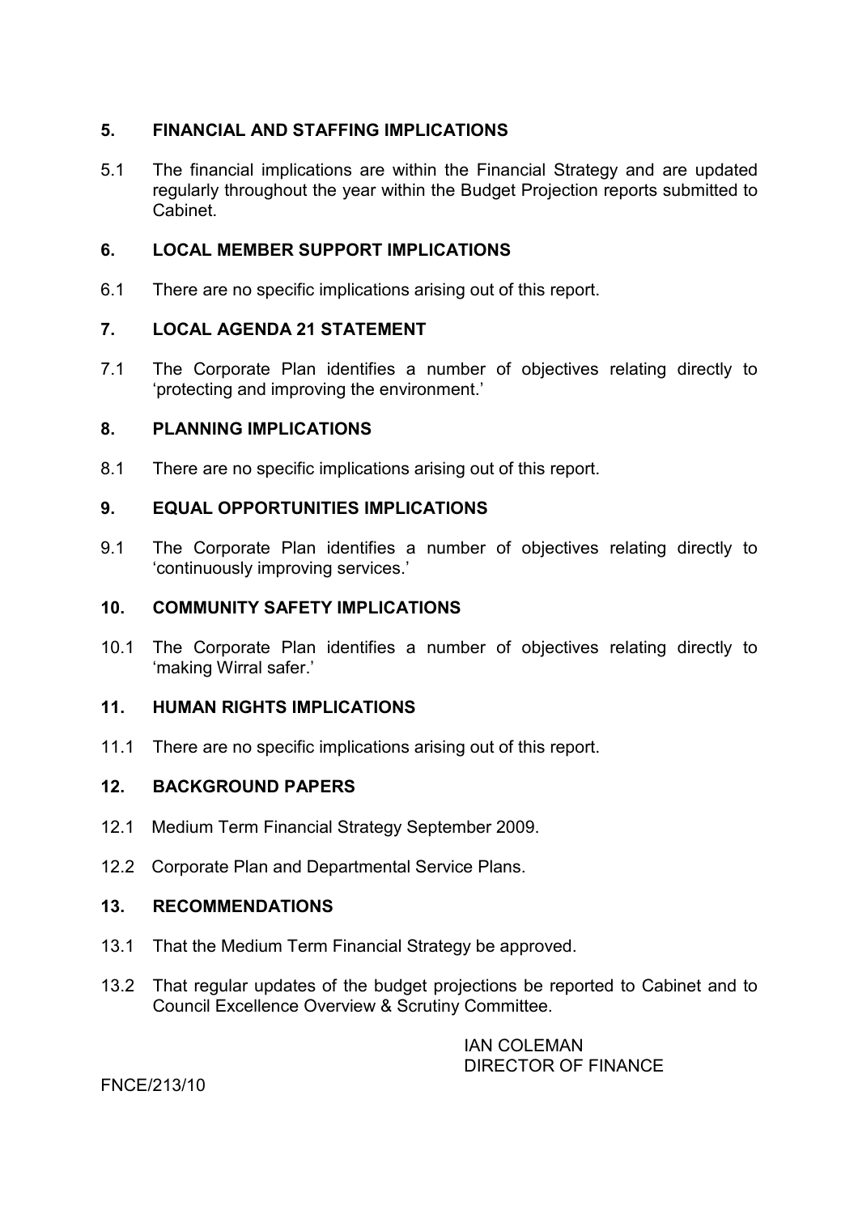## 5. FINANCIAL AND STAFFING IMPLICATIONS

5.1 The financial implications are within the Financial Strategy and are updated regularly throughout the year within the Budget Projection reports submitted to Cabinet.

## 6. LOCAL MEMBER SUPPORT IMPLICATIONS

6.1 There are no specific implications arising out of this report.

## 7. LOCAL AGENDA 21 STATEMENT

7.1 The Corporate Plan identifies a number of objectives relating directly to 'protecting and improving the environment.'

## 8. PLANNING IMPLICATIONS

8.1 There are no specific implications arising out of this report.

## 9. EQUAL OPPORTUNITIES IMPLICATIONS

9.1 The Corporate Plan identifies a number of objectives relating directly to 'continuously improving services.'

## 10. COMMUNITY SAFETY IMPLICATIONS

10.1 The Corporate Plan identifies a number of objectives relating directly to 'making Wirral safer.'

## 11. HUMAN RIGHTS IMPLICATIONS

11.1 There are no specific implications arising out of this report.

## 12. BACKGROUND PAPERS

12.1 Medium Term Financial Strategy September 2009.

12.2 Corporate Plan and Departmental Service Plans.

## 13. RECOMMENDATIONS

13.1 That the Medium Term Financial Strategy be approved.

13.2 That regular updates of the budget projections be reported to Cabinet and to Council Excellence Overview & Scrutiny Committee.

IAN COLEMAN
DIRECTOR OF FINANCE

FNCE/213/10